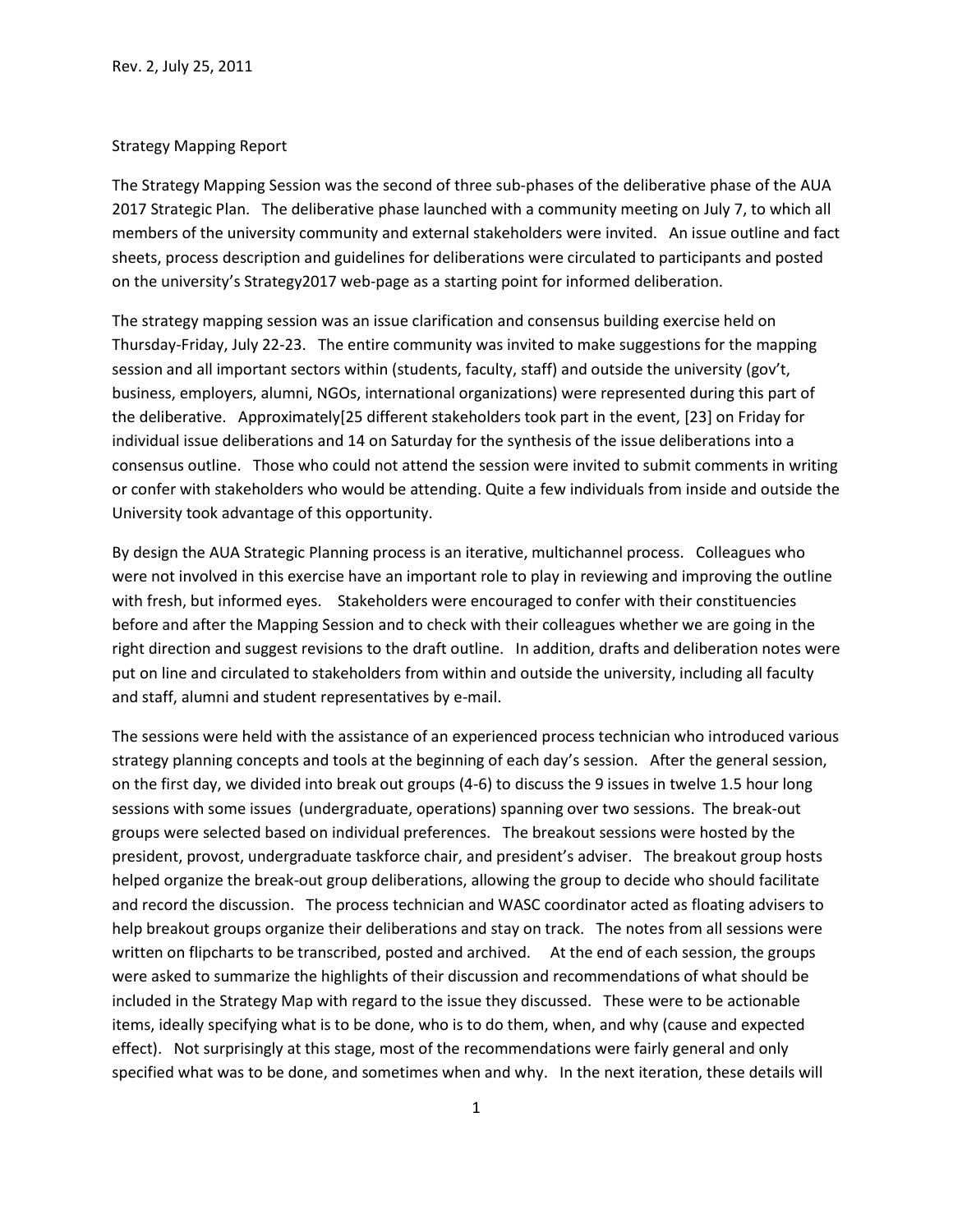Rev. 2, July 25, 2011

Strategy Mapping Report

The Strategy Mapping Session was the second of three sub-phases of the deliberative phase of the AUA 2017 Strategic Plan. The deliberative phase launched with a community meeting on July 7, to which all members of the university community and external stakeholders were invited. An issue outline and fact sheets, process description and guidelines for deliberations were circulated to participants and posted on the university's Strategy2017 web-page as a starting point for informed deliberation.

The strategy mapping session was an issue clarification and consensus building exercise held on Thursday-Friday, July 22-23. The entire community was invited to make suggestions for the mapping session and all important sectors within (students, faculty, staff) and outside the university (gov't, business, employers, alumni, NGOs, international organizations) were represented during this part of the deliberative. Approximately[25 different stakeholders took part in the event, [23] on Friday for individual issue deliberations and 14 on Saturday for the synthesis of the issue deliberations into a consensus outline. Those who could not attend the session were invited to submit comments in writing or confer with stakeholders who would be attending. Quite a few individuals from inside and outside the University took advantage of this opportunity.

By design the AUA Strategic Planning process is an iterative, multichannel process. Colleagues who were not involved in this exercise have an important role to play in reviewing and improving the outline with fresh, but informed eyes. Stakeholders were encouraged to confer with their constituencies before and after the Mapping Session and to check with their colleagues whether we are going in the right direction and suggest revisions to the draft outline. In addition, drafts and deliberation notes were put on line and circulated to stakeholders from within and outside the university, including all faculty and staff, alumni and student representatives by e-mail.

The sessions were held with the assistance of an experienced process technician who introduced various strategy planning concepts and tools at the beginning of each day's session. After the general session, on the first day, we divided into break out groups (4-6) to discuss the 9 issues in twelve 1.5 hour long sessions with some issues (undergraduate, operations) spanning over two sessions. The break-out groups were selected based on individual preferences. The breakout sessions were hosted by the president, provost, undergraduate taskforce chair, and president's adviser. The breakout group hosts helped organize the break-out group deliberations, allowing the group to decide who should facilitate and record the discussion. The process technician and WASC coordinator acted as floating advisers to help breakout groups organize their deliberations and stay on track. The notes from all sessions were written on flipcharts to be transcribed, posted and archived. At the end of each session, the groups were asked to summarize the highlights of their discussion and recommendations of what should be included in the Strategy Map with regard to the issue they discussed. These were to be actionable items, ideally specifying what is to be done, who is to do them, when, and why (cause and expected effect). Not surprisingly at this stage, most of the recommendations were fairly general and only specified what was to be done, and sometimes when and why. In the next iteration, these details will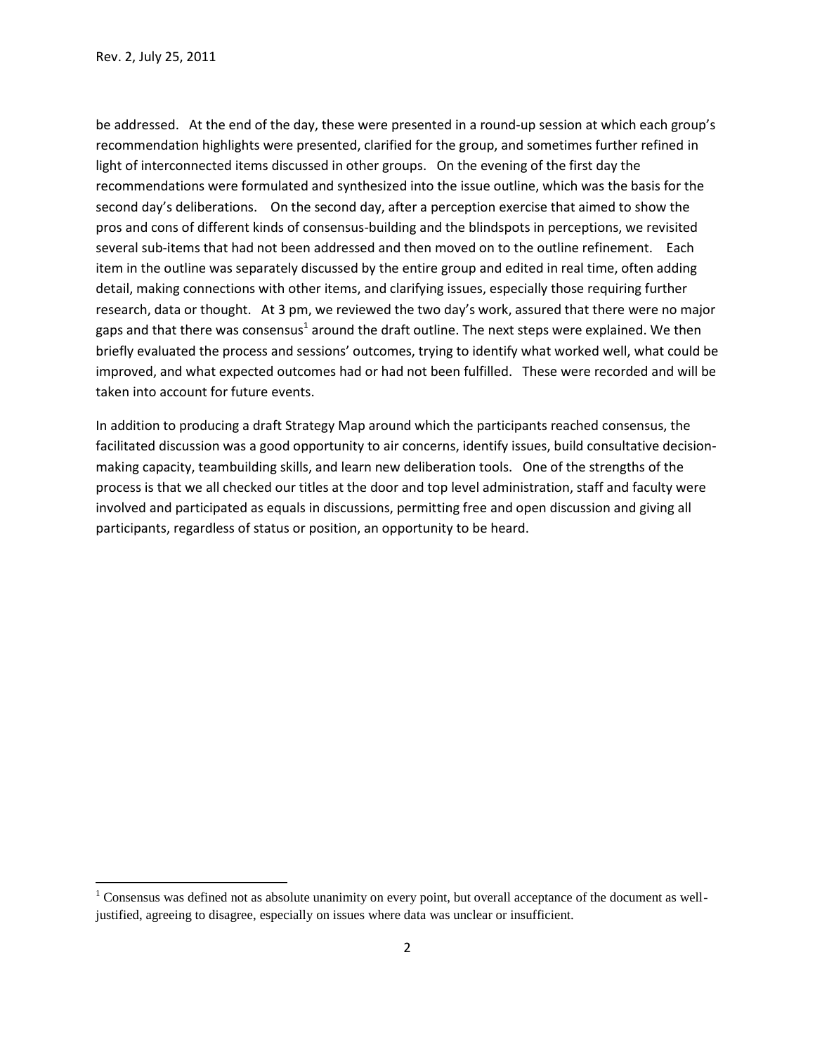be addressed. At the end of the day, these were presented in a round-up session at which each group's recommendation highlights were presented, clarified for the group, and sometimes further refined in light of interconnected items discussed in other groups. On the evening of the first day the recommendations were formulated and synthesized into the issue outline, which was the basis for the second day's deliberations. On the second day, after a perception exercise that aimed to show the pros and cons of different kinds of consensus-building and the blindspots in perceptions, we revisited several sub-items that had not been addressed and then moved on to the outline refinement. Each item in the outline was separately discussed by the entire group and edited in real time, often adding detail, making connections with other items, and clarifying issues, especially those requiring further research, data or thought. At 3 pm, we reviewed the two day's work, assured that there were no major gaps and that there was consensus[1] around the draft outline. The next steps were explained. We then briefly evaluated the process and sessions' outcomes, trying to identify what worked well, what could be improved, and what expected outcomes had or had not been fulfilled. These were recorded and will be taken into account for future events.

In addition to producing a draft Strategy Map around which the participants reached consensus, the facilitated discussion was a good opportunity to air concerns, identify issues, build consultative decision-making capacity, teambuilding skills, and learn new deliberation tools. One of the strengths of the process is that we all checked our titles at the door and top level administration, staff and faculty were involved and participated as equals in discussions, permitting free and open discussion and giving all participants, regardless of status or position, an opportunity to be heard.

[1] Consensus was defined not as absolute unanimity on every point, but overall acceptance of the document as well-justified, agreeing to disagree, especially on issues where data was unclear or insufficient.